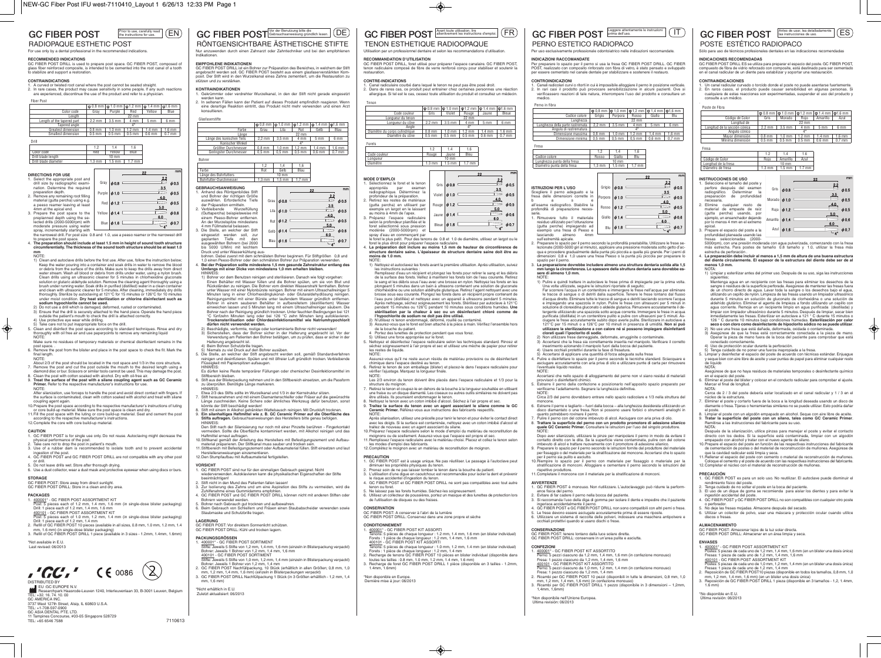# GC FIBER POST

Prior to use, carefully read the instructions for use. (EN)

## RADIOPAQUE ESTHETIC POST

For use only by a dental professional in the recommended indications.

### RECOMMENDED INDICATIONS

GC FIBER POST DRILL is used to prepare post space. GC FIBER POST, composed of glass fiber reinforced composite, is intended to be cemented into the root canal of a tooth to stabilize and support a restoration.

### CONTRAINDICATIONS

1. A curved or twisted root canal where the post cannot be seated straight.
2. In rare cases, the product may cause sensitivity in some people. If any such reactions are experienced, discontinue the use of the product and refer to a physician.

Fiber Post

| | φ 0.8 mm | φ 1.0 mm | φ 1.2 mm | φ 1.4 mm | φ 1.6 mm |
|---|---|---|---|---|---|
| Color code | Gray | Purple | Red | Yellow | Blue |
| Length | | | 22 mm | | |
| Length of the tapered part | 2.2 mm | 3.5 mm | 4 mm | 5 mm | 6 mm |
| Tapered angle | | | 4° | | |
| Greatest dimension | 0.8 mm | 1.0 mm | 1.2 mm | 1.4 mm | 1.6 mm |
| Smallest dimension | 0.5 mm | 0.5 mm | 0.5 mm | 0.6 mm | 0.7 mm |

Drill

| | 1.2 | 1.4 | 1.6 |
|---|---|---|---|
| Color code | Red | Yellow | Blue |
| Drill blade length | | 10 mm | |
| Drill blade diameter | 1.3 mm | 1.5 mm | 1.7 mm |

### DIRECTIONS FOR USE

1. Select the appropriate post and drill size by radiographic examination. Determine the required preparation depth.
2. Remove any remaining root filling material (gutta percha) using e.g. a peeso reamer leaving at least 4mm at the apical end.
3. Prepare the post space to the preplanned depth using the selected drills (2000-5000rpm) with moderate pressure using water spray, incrementally starting with the narrowest drill. For post size 0.8 and 1.0, use a peeso reamer or the narrowest drill to prepare the post space.
4. **The preparation should include at least 1.5 mm in height of sound tooth structure circumferentially. The thickness of the sound tooth structure should be at least 1.0 mm**

NOTE:

1) Clean and autoclave drills before the first use. After use, follow the instruction below: Keep the water pouring into a container and soak drills in water to remove the blood or debris from the surface of the drills. Make sure to keep the drills away from direct water stream. Wash all blood or debris from drills under water, using a nylon brush. Clean drills using an ultrasonic cleaner for 5 minutes in chlorhexidine gluconate solution or glutaric aldehyde solution. Remove the cleaning agent thoroughly using a brush under running water. Soak drills in purified (distilled) water in a clean container and clean with ultrasonic cleaner for 5 minutes. After cleaning, immediately dry drills thoroughly. Sterilize by autoclaving at 121°C for 15 minutes or 126°C for 10 minutes under wet condition. **Dry heat sterilization or chlorine disinfectant such as sodium hypochlorite cannot be used.**
2) Do not use a drill which is damaged, deformed, rusted or contaminated.
3) Ensure that the drill is securely attached to the hand piece. Operate the hand piece outside the patient's mouth to check the drill is attached correctly.
4) Use protective eye wear while drilling.
5) Take care not to put inappropriate force on the drill.

5. Clean and disinfect the post space according to standard techniques. Rinse and dry thoroughly with oil free air and use paperpoints to remove any remaining liquid

NOTE:

Make sure no residues of temporary materials or chemical disinfectant remains in the post space.

6. Remove the post from the blister and place it in the post space to check the fit. Mark the final length.

NOTE:

About 2/3 of the post should be located in the root space and 1/3 in the core structure.

7. Remove the post and cut the post outside the mouth to the desired length using a diamond disc or bur. Scissors or similar tools cannot be used. This may damage the post.
8. Clean the post with cotton soaked with alcohol. Dry with oil-free air.
9. **Treat the surface of the post with a silane coupling agent such as GC Ceramic Primer.** Refer to the respective manufacturer's instructions for use.

NOTE:

After silanization, use forceps to handle the post and avoid direct contact with fingers. If the surface is contaminated, clean with cotton soaked with alcohol and treat with silane coupling agent again.

10. Prepare the post space according to the respective manufacturer's instructions of luting or core build-up material. Make sure the post space is clean and dry.
11. Fill the post space with the luting or core build-up material. Seat and cement the post according to the respective manufacturer's instructions.
12. Complete the core with core build-up material.

### CAUTION

1. GC FIBER POST is for single use only. Do not reuse. Autoclaving might decrease the physical performance of the post.
2. Take care not to drop the post in patient's mouth.
3. Use of a rubber dam is recommended to isolate tooth and to prevent accidental ingestion of the post.
4. GC FIBER POST and GC FIBER POST DRILL are not compatible with any other post or drill.
5. Do not leave drills wet. Store after thorough drying.
6. Use a dust collector, wear a dust mask and protective eyewear when cutting discs or burs.

### STORAGE

GC FIBER POST: Store away from direct sunlight.
GC FIBER POST DRILL: Store in a clean and dry area.

### PACKAGES

1. 400001* - GC FIBER POST ASSORTMENT KIT
   Post: 5 pieces each of 1.2 mm, 1.4 mm, 1.6 mm (in single-dose blister packaging)
   Drill: 1 piece each of 1.2 mm, 1.4 mm, 1.6 mm
   400101 - GC FIBER POST ASSORTMENT KIT
   Post: 5 pieces each of 1.0 mm, 1.2 mm, 1.4 mm (in single-dose blister packaging)
   Drill: 1 piece each of 1.2 mm, 1.4 mm
2. Refill of GC FIBER POST 10 pieces (available in all sizes, 0.8 mm, 1.0 mm, 1.2 mm, 1.4 mm, 1.6 mm) (in single-dose blister packaging)
3. Refill of GC FIBER POST DRILL 1 piece (available in 3 sizes - 1.2mm, 1.4mm, 1.6mm)

*Not available in E.U.
Last revised: 06/2013

DISTRIBUTED BY
EU: GC EUROPE N.V.
Researchpark Haasrode-Leuven 1240, Interleuvenlaan 33, B-3001 Leuven, Belgium
TEL: +32. 16. 74. 10. 00
GC AMERICA INC.
3737 West 127th Street, Alsip, IL 60803 U.S.A.
TEL: +1-708-597-0900
GC ASIA DENTAL PTE. LTD.
11 Tampines Concourse, #03-05 Singapore 528729
TEL: +65 6546 7588

CE 0086

7110613

---

# GC FIBER POST

Vor der Benutzung bitte die Gebrauchsanweisung gründlich lesen. (DE)

## RÖNTGENSICHTBARE ÄSTHETISCHE STIFTE

Nur anzuwenden durch einen Zahnarzt oder Zahntechniker und bei den empfohlenen Indikationen.

### EMPFOHLENE INDIKATIONEN

GC FIBER POST DRILL ist ein Bohrer zur Präparation des Bereiches, in welchem der Stift angebracht werden soll. GC FIBER POST besteht aus einem glasfaserverstärkten Komposit. Der Stift wird in den Wurzelkanal eines Zahnes zementiert, um die Restauration zu stützen und zu verstärken.

### KONTRAINDIKATIONEN

1. Gekrümmter oder verdrehter Wurzelkanal, in den der Stift nicht gerade eingesetzt werden kann.
2. In seltenen Fällen kann der Patient auf dieses Produkt empfindlich reagieren. Wenn eine derartige Reaktion eintritt, das Produkt nicht mehr verwenden und einen Arzt konsultieren.

Glasfaserstifte

| | φ 0.8 mm | φ 1.0 mm | φ 1.2 mm | φ 1.4 mm | φ 1.6 mm |
|---|---|---|---|---|---|
| Farbe | Grau | Lila | Rot | Gelb | Blau |
| Länge | | | 22 mm | | |
| Länge des konischen Teils | 2.2 mm | 3.5 mm | 4 mm | 5 mm | 6 mm |
| Konischer Winkel | | | 4° | | |
| Größter Durchmesser | 0.8 mm | 1.0 mm | 1.2 mm | 1.4 mm | 1.6 mm |
| Geringster Durchmesser | 0.5 mm | 0.5 mm | 0.5 mm | 0.6 mm | 0.7 mm |

Bohrer

| | 1.2 | 1.4 | 1.6 |
|---|---|---|---|
| Farbe | Rot | Gelb | Blau |
| Länge des Bohrfutters | | 10 mm | |
| Bohrfutter-Durchmesser | 1.3 mm | 1.5 mm | 1.7 mm |

### GEBRAUCHSANWEISUNG

1. Anhand des Röntgenbildes Stift und Bohrer der richtigen Größe auswählen. Erforderliche Tiefe der Präparation ermitteln.
2. Verbleibende Wurzelfüllung (Guttapercha) beispielsweise mit einem Peeso-Bohrer entfernen. An der Wurzelspitze mindestens 4 mm Füllmaterial belassen.
3. Die Stelle, an welcher der Stift eingesetzt werden soll, zur geplanten Tiefe mit den ausgewählten Bohrern (bei 2000 bis 5000 U/Min) mit leichtem Druck und unter Wasserkühlung ausbohren. Dabei zuerst mit dem schmälsten Bohrer beginnen. Für Stiftgrößen 0,8 und 1,0 einen Peeso-Bohrer oder den schmälsten Bohrer zur Präparation verwenden.
4. **Bei der Präparation sollte mindestens 1,5 mm gesunde Zahnstruktur entlang des Umfangs mit einer Dicke von mindestens 1,0 mm erhalten bleiben.**

HINWEIS:

1) Bohrer vor dem Benutzen reinigen und sterilisieren. Danach wie folgt vorgehen: Einen Behälter mit Wasser füllen und die Bohrer spülen, um sie von Blut und Rückständen zu reinigen. Die Bohrer vom direkten Wasserstrahl fernhalten. Bohrer unter Wasser mit einer Nylonbürste reinigen. Bohrer mit einem Ultraschallreiniger 5 Minuten lang in einer Chlorhexidinglukonat- oder Glutaraldehydlösung reinigen. Reinigungsmittel mit einer Bürste unter laufendem Wasser gründlich entfernen. Bohrer in einem sauberen Behälter in aufbereitetem (destilliertem) Wasser einweichen lassen und 5 Minuten lang mit einem Ultraschallreiniger säubern. Die Bohrer nach der Reinigung gründlich trocknen. Unter feuchten Bedingungen bei 121 °C fünfzehn Minuten lang oder bei 126 °C zehn Minuten lang autoklavieren. **Trockensterilisation oder Chlordesinfektionsmittel wie Natriumhypochlorit dürfen nicht verwendet werden.**
2) Beschädigte, verformte, rostige oder kontaminierte Bohrer nicht verwenden!
3) Sicherstellen, dass der Bohrer sicher in der Halterung angebracht ist. Vor der Verwendung am Patienten den Bohrer betätigen, um zu prüfen, dass er sicher in der Halterung angebracht ist.
4) Beim Bohren Schutzbrille tragen.
5) Niemals zu viel Druck auf den Bohrer ausüben.

5. Die Stelle, an welcher der Stift angebracht werden soll, gemäß Standardverfahren reinigen und desinfizieren. Spülen und mit ölfreier Luft gründlich trocknen. Verbleibende Flüssigkeit mit Papierspitzen aufsaugen.

HINWEIS:

Es dürfen keine Reste temporärer Füllungen oder chemischer Desinfektionsmittel im Stiftbereich bleiben.

6. Stift aus der Blisterpackung nehmen und in den Stiftbereich einsetzen, um die Passform zu überprüfen. Benötigte Länge markieren.

HINWEIS:

Etwa 2/3 des Stifts sollte im Wurzelkanal und 1/3 in der Kernstruktur sitzen.

7. Stift herausnehmen und mit einem Diamantscheibe oder Fräser auf die gewünschte Länge zuschneiden. Keine Schere oder ähnliches Werkzeug dafür benutzen, sonst könnte der Stift beschädigt werden!
8. Stift mit einem in Alkohol getränkten Wattebausch reinigen. Mit Druckluft trocknen.
9. **Ein silanhaltiges Haftmittel wie z. B. GC Ceramic Primer auf die Oberfläche des Stifts auftragen.** Gebrauchsanweisungen des Herstellers bitte genau befolgen.

HINWEIS:

Den Stift nach der Silanisierung nur noch mit einer Pinzette berühren - Fingerkontakt vermeiden. Sollte die Oberfläche kontaminiert werden, mit Alkohol reinigen und das Haftmittel erneut auftragen.

10. Stiftkanal gemäß der Anleitung des Herstellers mit Befestigungszement und Aufbaumaterial präparieren. Der Stiftkanal muss sauber und trocken sein.
11. Stiftbereich mit Befestigungszement oder Aufbaumaterial füllen. Stift einsetzen und laut Herstelleranweisungen einzementieren.
12. Den Stumpfaufbau mit Aufbaumaterial fertigstellen.

### VORSICHT

1. GC FIBER POST sind nur für den einmaligen Gebrauch geeignet. Nicht wiederverwenden. Autoklavieren kann die physikalischen Eigenschaften der Stifte beeinträchtigen!
2. Stift nicht in den Mund des Patienten fallen lassen!
3. Zur Isolierung des Zahns und um eine Aspiration des Stifts zu vermeiden, wird die Zuhilfenahme eines Gummidamms empfohlen.
4. GC FIBER POST und GC FIBER POST DRILL können nicht mit anderen Stiften oder Bohrern verwendet werden.
5. Bohrer nach Gebrauch gut trocknen und aufbewahren.
6. Beim Gebrauch von Schleifern und Fräsen einen Staubabscheider verwenden sowie Staubmaske und Schutzbrille tragen.

### LAGERUNG

GC FIBER POST: Vor direktem Sonnenlicht schützen.
GC FIBER POST DRILL: Kühl und trocken lagern.

### PACKUNGSGRÖSSEN

1. 400001* - GC FIBER POST SORTIMENT
   Stifte: Jeweils 5 Stifte von 1,2 mm, 1,4 mm, 1,6 mm (einzeln in Blisterpackung verpackt)
   Bohrer: Jeweils 1 Bohrer von 1,2 mm, 1,4 mm, 1,6 mm
   400101 - GC FIBER POST SORTIMENT
   Stifte: Jeweils 5 Stifte von 1,0 mm, 1,2 mm, 1,4 mm (einzeln in Blisterpackung verpackt)
   Bohrer: Jeweils 1 Bohrer von 1,2 mm, 1,4 mm
2. GC FIBER POST Nachfüllpackung, 10 Stück (erhältlich in allen Größen; 0,8 mm, 1,0 mm, 1,2 mm, 1,4 mm, 1,6 mm) (einzeln in Blisterpackungen verpackt)
3. GC FIBER POST DRILL Nachfüllpackung 1 Stück (in 3 Größen erhältlich - 1,2 mm, 1,4 mm, 1,6 mm)

*Nicht erhältlich in E.U.
Zuletzt aktualisiert: 06/2013

---

# GC FIBER POST

Avant toute utilisation, lire attentivement les instructions d'emploi. (FR)

## TENON ESTHETIQUE RADIOPAQUE

Utilisation par un professionnel dentaire et selon les recommandations d'utilisation.

### RECOMMANDATION D'UTILISATION

GC FIBER POST DRILL, foret utilisé pour préparer l'espace canalaire. GC FIBER POST, tenon radiculaire composé de fibre de verre renforcé conçu pour stabiliser et soutenir la restauration.

### CONTRE-INDICATIONS

1. Canal radiculaire courbé dans lequel le tenon ne peut pas être posé droit.
2. Dans de rares cas, le produit peut entraîner chez certaines personnes une réaction allergique. Si tel est le cas, cessez toute utilisation du produit et consultez un médecin.

Tenon

| | φ 0.8 mm | φ 1.0 mm | φ 1.2 mm | φ 1.4 mm | φ 1.6 mm |
|---|---|---|---|---|---|
| Code couleur | Gris | Violet | Rouge | Jaune | Bleue |
| Longueur du tenon | | | 22 mm | | |
| Longueur du cône | 2.2 mm | 3.5 mm | 4 mm | 5 mm | 6 mm |
| Angle | | | 4° | | |
| Diamètre du corps cylindrique | 0.8 mm | 1.0 mm | 1.2 mm | 1.4 mm | 1.6 mm |
| Diamètre du cône | 0.5 mm | 0.5 mm | 0.5 mm | 0.6 mm | 0.7 mm |

Forets

| | 1.2 | 1.4 | 1.6 |
|---|---|---|---|
| Code couleur | Rouge | Jaune | Bleu |
| Longueur | | 10 mm | |
| Diamètre | 1.3 mm | 1.5 mm | 1.7 mm |

### MODE D'EMPLOI

1. Sélectionnez le foret et le tenon appropriés par examen radiographique. Déterminez la profondeur de la préparation.
2. Retirez les restes de matériaux (gutta percha) en utilisant par exemple un largot en le laissant au moins à 4mm de l'apex.
3. Préparez l'espace radiculaire selon la profondeur planifiée et le foret sélectionné sous pression modérée (2000-5000rpm) et spray d'eau en commençant par le foret le plus petit. Pour des tenons de 0.8 et 1.0 de diamètre, utilisez un largot ou le foret le plus étroit pour préparer l'espace radiculaire.
4. **La préparation doit inclure au moins 1,5 mm de hauteur de circonférence de structure dentaire saine. L'épaisseur de structure dentaire saine doit être au moins de 1.0 mm.**

NOTE:

1) Nettoyez et autoclavez les forets avant la première utilisation. Après utilisation, suivez les instructions suivantes : Remplissez d'eau un récipient et plongez les forets pour retirer le sang et les débris de la surface des forets. Veillez à maintenir les forets loin de l'eau courante. Retirez le sang et les débris sous l'eau avec une brosse en nylon. Nettoyez les forets en les plongeant 5 minutes dans un bain à ultrasons contenant une solution de gluconate chlorhexidine ou une solution aldhyde glutarique. Retirez l'agent nettoyant avec une brosse sous eau courante. Plongez les forets dans un récipient propre contenant de l'eau pure (distillée) et nettoyez avec un appareil à ultrasons pendant 5 minutes. Après nettoyage, séchez soigneusement les forets. Stérilisez par autoclave à 121°C pendant 15 minutes ou 126°C pendant 10 minutes sous conditions humides. **Une stérilisation par la chaleur à sec ou un désinfectant chloré comme de l'hypochlorite de sodium ne doit pas être utilisé.**
2) N'utilisez ni tenon endommagé, déformé, rouillé ou contaminé.
3) Assurez-vous que le foret est bien attaché à la pièce à main. Vérifiez l'ensemble hors de la bouche du patient.
4) Portez des lunettes de protection pendant que vous forez.
5) Utilisez une force appropriée sur le foret.

5. Nettoyez et désinfectez l'espace radiculaire selon les techniques standard. Rincez et séchez soigneusement à l'air propre et sec et utilisez une mèche de papier pour retirer les restes de liquide.

NOTE:

Assurez-vous qu'il ne reste aucun résidu de matériau provisoire ou de désinfectant chimique dans l'espace destiné au tenon.

6. Retirez le tenon de son emballage (blister) et placez-le dans l'espace radiculaire pour vérifier l'ajustage. Marquez la longueur finale.

NOTE:

Les 2/3 environ du tenon doivent être placés dans l'espace radiculaire et 1/3 pour la structure du moignon.

7. Retirez le tenon et coupez-le en dehors de la bouche à la longueur souhaitée en utilisant une fraise ou un disque diamanté. Les ciseaux ou autres outils similaires ne doivent pas être utilisés. Ils pourraient endommager le tenon.
8. Nettoyez le tenon avec un coton imbibé d'alcool. Séchez à l'air propre et sec.
9. **Traitez la surface du tenon avec un agent associant le silane comme le GC Ceramic Primer.** Référez-vous aux instructions des fabricants respectifs.

NOTE:

Après silanisation, utilisez une précelle pour tenir le tenon et pour éviter le contact direct avec les doigts. Si la surface est contaminée, nettoyez avec un coton imbibé d'alcool et traitez de nouveau avec un agent associant du silane.

10. Préparez l'espace radiculaire selon le mode d'emploi du matériau de reconstitution de moignons ou de scellement. Assurez-vous que l'espace est propre et sec.
11. Remplissez l'espace radiculaire avec le matériau choisi. Placez et collez le tenon selon les modes d'emploi des fabricants.
12. Complétez le moignon avec un matériau de reconstitution de moignon.

### PRECAUTION

1. GC FIBER POST est à usage unique. Ne pas réutiliser. Le passage à l'autoclave peut diminuer les propriétés physiques du tenon.
2. Prenez soin de ne pas laisser tomber le tenon dans la bouche du patient.
3. L'utilisation d'une digue en caoutchouc est recommandée pour isoler la dent et prévenir le risque accidentel d'ingestion du tenon.
4. GC FIBER POST et GC FIBER POST DRILL ne sont pas compatibles avec tout autre tenon ou foret.
5. Ne laissez pas les forets humides. Séchez-les soigneusement.
6. Utilisez un collecteur de poussières, portez un masque et des lunettes de protection lors de l'utilisation de disques ou des fraises.

### CONSERVATION

GC FIBER POST: A conserver à l'abri de la lumière
GC FIBER POST DRILL: Conservez dans une zone propre et sèche

### CONDITIONNEMENT

1. 400001* - GC FIBER POST KIT ASSORTI
   Tenons: 5 pièces de chaque longueur : 1.2 mm, 1.4 mm, 1.6 mm (en blister individuel)
   Forets : 1 pièce de chaque longueur : 1.2 mm, 1.4 mm, 1.6 mm
   400101 - GC FIBER POST KIT ASSORTI
   Tenons: 5 pièces de chaque longueur : 1.0 mm, 1.2 mm, 1.4 mm (en blister individuel)
   Forets : 1 pièce de chaque longueur : 1.2 mm, 1.4 mm
2. Recharge de tenons GC FIBER POST 10 pièces en blister individuel (disponible dans toutes les tailles : 0.8 mm, 1.0 mm, 1.2 mm, 1.4 mm, 1.6 mm)
3. Recharge de foret GC FIBER POST DRILL 1 pièce (disponible en 3 tailles - 1.2mm, 1.4mm, 1.6mm)

*Non disponible en Europe.
Dernière mise à jour: 06/2013

---

# GC FIBER POST

Leggere attentamente le istruzioni prima dell'uso. (IT)

## PERNO ESTETICO RADIOPACO

Per uso esclusivamente professionale odontoiatrico nelle indicazioni raccomandate.

### INDICAZIONI RACCOMANDATE

Per preparare lo spazio per il perno si usa la fresa GC FIBER POST DRILL. GC FIBER POST, realizzato con composito rinforzato con fibre di vetro, è stato pensato e sviluppato per essere cementato nel canale dentale per stabilizzare e sostenere il restauro.

### CONTROINDICAZIONI

1. Canali radicolari curvi o ritorti in cui è impossibile alloggiare il perno in posizione verticale.
2. In rari casi il prodotto può provocare sensibilizzazione in alcuni pazienti. Ove si verificassero reazioni di tale natura, interrompere l'uso del prodotto e consultare un medico.

Perno in fibra

| | φ 0.8 mm | φ 1.0 mm | φ 1.2 mm | φ 1.4 mm | φ 1.6 mm |
|---|---|---|---|---|---|
| Codice colore | Grigio | Porpora | Rosso | Giallo | Blu |
| Lunghezza | | | 22 mm | | |
| Lunghezza della parte rastremata | 2.2 mm | 3.5 mm | 4 mm | 5 mm | 6 mm |
| Angolo di rastremazione | | | 4° | | |
| Dimensione massima | 0.8 mm | 1.0 mm | 1.2 mm | 1.4 mm | 1.6 mm |
| Dimensione minima | 0.5 mm | 0.5 mm | 0.5 mm | 0.6 mm | 0.7 mm |

Fresa

| | 1.2 | 1.4 | 1.6 |
|---|---|---|---|
| Codice colore | Rosso | Giallo | Blu |
| Lunghezza punta della fresa | | 10 mm | |
| Diametro punta della fresa | 1.3 mm | 1.5 mm | 1.7 mm |

### ISTRUZIONI PER L'USO

Scegliere il perno adeguato e la fresa della dimensione corretta in base all'esame radiografico. Stabilire la profondità di preparazione necessaria.

1. Rimuovere tutto il materiale residuo utilizzato per l'otturazione (gutta percha) impiegando ad esempio una fresa di Peeso e lasciando almeno 4mm sull'estremità apicale.
2. Preparare lo spazio per il perno secondo la profondità prestabilita. Utilizzare le frese selezionate (2000-5000 giri al minuto), applicare una pressione moderata sotto getto d'acqua e procedere gradualmente dalla punta più piccola a quella più grande. Per i perni di dimensioni 0,8 e 1,0 usare una fresa Peeso o la punta più piccola per preparare lo spazio per il perno.
3. **La preparazione dovrebbe includere almeno una struttura dentaria solida alta 1,5 mm lungo la circonferenza. Lo spessore della struttura dentaria sana dovrebbe essere di almeno 1,0 mm.**

NOTE:

1) Pulire e quindi trattare in autoclave le frese prima di impiegarle per la prima volta. Una volta utilizzate, seguire le istruzioni riportate di seguito. Far scorrere l'acqua in un contenitore e immergervi le frese nell'acqua per eliminare le tracce di sangue o di detriti dalla superficie. Tenere le frese lontane dal flusso d'acqua diretto. Eliminare tutte le tracce di sangue e detriti lavandole sott'acqua e impiegando una spazzola in nylon. Pulire le frese con ultrasuoni per 5 minuti in soluzione di clorexidina gluconato o aldeide glutarica. Rimuovere accuratamente il detergente utilizzando una spazzola sotto acqua corrente. Immergere le frese in acqua purificata (distillata) in un contenitore pulito e pulire con ultrasuoni per 5 minuti. Asciugare le frese accuratamente subito dopo averle pulite. Sterilizzare in autoclave a 121°C per 15 minuti o a 126°C per 10 minuti in presenza di umidità. **Non si può utilizzare la sterilizzazione a con calore né si possono impiegare disinfettanti clorati quali l'ipoclorito di sodio.**
2) Non utilizzare frese danneggiate, deformate, arrugginite o contaminate.
3) Accertarsi che la fresa sia correttamente inserita nel manipolo. Verificare il corretto inserimento azionando il manipolo fuori dalla bocca del paziente.
4) Usare occhiali protettivi durante la fase di fresatura.
5) Accertarsi di applicare una quantità di forza adeguata sulla fresa

4. Pulire e disinfettare lo spazio per il perno secondo le tecniche standard. Sciacquare e asciugare accuratamente con aria priva di olio e utilizzare punte di carta per rimuovere l'eventuale liquido residuo.

NOTE:

Accertarsi che nello spazio di alloggiamento del perno non vi siano residui di materiali provvisori o disinfettanti chimici.

5. Estrarre il perno dalla confezione e posizionarlo nell'apposito spazio preparato per verificarne l'adattamento. Segnare la lunghezza definitiva.

NOTE:

Circa 2/3 del perno dovrebbero entrare nello spazio radicolare e 1/3 nella struttura del moncone.

6. Estrarre il perno e tagliarlo – fuori dalla bocca – alla lunghezza desiderata utilizzando un disco diamantato o una fresa. Non si possono usare forbici o strumenti analoghi in quanto potrebbero rovinare il perno.
7. Pulire il perno con del cotone imbevuto di alcol. Asciugare con aria priva di olio.
8. **Trattare la superficie del perno con un prodotto promotore di adesione silanico quale GC Ceramic Primer.** Consultare le istruzioni per l'uso del singolo produttore.

NOTE:

Dopo aver silanizzato, utilizzare le pinze per manipolare il perno in modo da evitare il contatto diretto con le dita. Se la superficie viene contaminata, pulire con del cotone imbevuto di alcol e trattare nuovamente con il promotore di adesione silanico.

9. Preparare lo spazio per il perno secondo le istruzioni fornite dal produttore del materiale per fissaggio o del materiale per la stratificazione del moncone. Accertarsi che lo spazio per il perno sia pulito e asciutto.
10. Riempire lo spazio per il perno con materiale per fissaggio o materiale per la stratificazione di moncone. Alloggiare e cementare il perno secondo le istruzioni del rispettivo produttore.
11. Completare il moncone con il materiale per la stratificazione di monconi.

### AVVERTENZE

1. GC FIBER POST è monouso. Non riutilizzare. L'autoclaveggio può ridurre la performance fisica del perno.
2. Evitare di far cadere il perno nella bocca del paziente.
3. Si raccomanda l'uso della diga di gomma per isolare il dente e impedire che il paziente ingerisca accidentalmente il perno.
4. GC FIBER POST e GC FIBER POST DRILL non sono compatibili con altri perni o frese.
5. Le frese devono essere asciugate accuratamente prima di essere riposte.
6. Utilizzare un sistema di raccolta delle polveri, indossare una maschera antipolvere e occhiali protettivi quando si usano dischi o frese.

### CONSERVAZIONE

GC FIBER POST: tenere lontano dalla luce solare diretta.
GC FIBER POST DRILL: conservare in un'area pulita e asciutta.

### CONFEZIONI

1. 400001* - GC FIBER POST KIT ASSORTITO
   Perno: 5 pezzi ciascuno da 1,2 mm, 1,4 mm, 1,6 mm (in confezione monouso)
   Fresa: 1 pezzo ciascuno da 1,2 mm, 1,4 mm, 1,6 mm
   400101 - GC FIBER POST KIT ASSORTITO
   Perno: 5 pezzi ciascuno da 1,0 mm, 1,2 mm, 1,4 mm (in confezione monouso)
   Fresa: 1 pezzo ciascuno da 1,2 mm, 1,4 mm
2. Ricambi per GC FIBER POST 10 pezzi (disponibili in tutte le dimensioni, 0,8 mm, 1,0 mm, 1,2 mm, 1,4 mm, 1,6 mm) (in confezione monouso)
3. Ricambi per GC FIBER POST DRILL 1 pezzo (disponibile in 3 dimensioni – 1,2mm, 1,4mm, 1,6mm)

*Non disponibile nell'Unione Europea.
Ultima revisione: 06/2013

---

# GC FIBER POST

Antes de usar, lea detalladamente las instrucciones de uso. (ES)

## POSTE ESTÉTICO RADIOPACO

Sólo para uso de técnicos profesionales dentales en las indicaciones recomendadas

### INDICACIONES RECOMENDADAS

GC FIBER POST DRILL ES se utiliza para preparar el espacio del poste. GC FIBER POST, compuesto de fibra de vidrio reforzado con composite, está destinado para ser cementado en el canal radicular de un diente para estabilizar y soportar una restauración.

### CONTRAINDICACIONES

1. Un canal radicular curvado o torcido donde el poste no puede asentarse fuertemente.
2. En raros casos, el producto puede causar sensibilidad en algunas personas. Si cualquiera de estas reacciones son experimentadas, suspender el uso del producto y consulte a un médico.

Poste de Fibra

| | φ 0.8 mm | φ 1.0 mm | φ 1.2 mm | φ 1.4 mm | φ 1.6 mm |
|---|---|---|---|---|---|
| Código de Color | Gris | Morado | Rojo | Amarillo | Azul |
| Longitud de | | | 22 mm | | |
| Longitud de la sección cónica | 2.2 mm | 3.5 mm | 4 mm | 5 mm | 6 mm |
| Ángulo cónico | | | 4° | | |
| Mayor dimensión | 0.8 mm | 1.0 mm | 1.2 mm | 1.4 mm | 1.6 mm |
| Mínima dimensión | 0.5 mm | 0.5 mm | 0.5 mm | 0.6 mm | 0.7 mm |

Fresa

| | 1.2 | 1.4 | 1.6 |
|---|---|---|---|
| Código de Color | Rojo | Amarillo | Azul |
| Longitud de la fresa | | 10 mm | |
| Diámetro de fresa | 1.3 mm | 1.5 mm | 1.7 mm |

### INSTRUCCIONES DE USO

1. Selección el tamaño del poste y perfore después del examen radiográfico. Determinar la preparación de profundidad necesaria.
2. Elimine cualquier resto de material de empaste de raíz (gutta percha) usando, por ejemplo, un ensanchador dejando por lo menos 4 mm en el extremo apical.
3. Prepare el espacio del poste a la profundidad planeada usando las fresas seleccionadas (2000-5000rpm), con una presión moderada con agua pulverizada, comenzando con la fresa más estrecha. Para postes de tamaño 0.8 tamaño y 1.0, utilizar la fresa más estrecha de perforación.
4. **La preparación debe incluir al menos a 1,5 mm de altura de una buena estructura del diente circularmente. El espesor de la estructura del diente debe ser de al menos 1,0 mm.**

NOTA:

1) Limpiar y esterilizar antes del primer uso. Después de su uso, siga las instrucciones siguientes: Mantenga agua en un recipiente con las fresas para eliminar los desechos de la sangre o residuos de la superficie perforada. Asegúrese de mantener las fresas fuera de un chorro directo de agua. Lavar toda la sangre o los desechos bajo el agua, utilizando un cepillo de nylon. Limpiar de las fresas usando un limpiador ultrasónico durante 5 minutos en solución de gluconato de clorhexidina o una solución de aldehído glutárico. Eliminar el agente de limpieza a fondo utilizando un cepillo con agua corriente. Remojo en un recipiente limpio en agua purificada (destilada) y limpiar con limpiador ultrasónico durante 5 minutos. Después de limpiar, secar bien inmediatamente las fresas. Esterilizar en autoclave a 121 °C durante 15 minutos o 126 °C durante 10 minutos bajo condiciones húmedas. **Esterilización por calor seco o con cloro como desinfectante de hipoclorito sódico no se puede utilizar.**
2) No use una fresa que está dañada, deformada, oxidada o contaminada.
3) Asegúrese de que la fresa está correctamente conectada a la pieza de mano. Operar la pieza de mano fuera de la boca del paciente para comprobar que está conectado correctamente.
4) Uso de protección ocular durante la perforación.
5) Tenga cuidado de no poner una fuerza inapropiada a la fresa.

5. Limpiar y desinfectar el espacio del poste de acuerdo con técnicas estándar. Enjuague y seque bien con aire libre de aceite y usar puntas de papel para eliminar cualquier resto de líquido

NOTA:

Asegúrese de que no haya residuos de materiales temporales o desinfectante químico en el espacio del poste.

6. Eliminar el poste del blister y colocar en el conducto radicular para comprobar el ajuste. Marcar el final de longitud.

NOTA:

Cerca de 2 / 3 del poste debería estar localizado en el canal radicular y 1 / 3 en el núcleo de la estructura.

7. Eliminar el poste y cortarlo fuera de la boca a la longitud deseada usando un disco de diamante o fresa. Tijeras o herramientas similares no se puede utilizar. Esto podría dañar el poste.
8. Limpiar el poste con un algodón empapado en alcohol. Seque con aire libre de aceite.
9. **Tratar la superficie del poste con un silano, tales como GC Ceramic Primer.** Remítase a las instrucciones del fabricante para su uso.

NOTA:

Después de la silanización, utilice pinzas para manejar el poste y evitar el contacto directo con los dedos. Si la superficie está contaminada, limpiar con un algodón empapado con alcohol y tratar con el nuevo agente de silano.

10. Preparar el espacio del poste en función de las respectivas instrucciones del fabricante de cementación de pernos o del material de reconstrucción de muñones. Asegúrese de que la cavidad radicular está limpia y seca.
11. Rellenar el espacio del poste con cemento o material de reconstrucción de muñones. Coloque el cemento y el poste de acuerdo con las respectivas instrucciones del fabricante.
12. Completar el núcleo con el material de reconstrucción de muñones.

### PRECAUCIÓN

1. GC FIBER POST es para un solo uso. No reutilizar. El autoclave puede disminuir el rendimiento físico del poste.
2. Tenga cuidado de no soltar el poste en la boca del paciente.
3. El uso de un dique de goma se recomienda para aislar los dientes y para evitar la ingestión accidental del poste.
4. GC FIBER POST y GC FIBER POST DRILL no son compatibles con cualquier otro poste o perforador.
5. No deje las fresas mojadas. Almacene después del secado.
6. Utilizar un colector de polvo, usar una máscara y protección ocular cuando utilice discos o fresas.

### ALMACENAMIENTO

GC FIBER POST: Almacenar lejos de la luz solar directa.
GC FIBER POST DRILL: Almacenar en un área limpia y seca.

### ENVASES

1. 400001* - GC FIBER POST ASSORTMENT KIT
   Postes: 5 piezas de cada uno de 1,2 mm, 1,4 mm, 1,6 mm (en un blíster una dosis única)
   Fresas: 1 pieza de cada uno de 1,2 mm, 1,4 mm, 1,6 mm
   400101 - GC FIBER POST ASSORTMENT KIT
   Postes: 5 piezas de cada uno de 1,0 mm, 1,2 mm, 1,4 mm (en un blíster una dosis única)
   Fresas: 1 pieza de cada uno de 1,2 mm, 1,4 mm
2. Reposición de GC FIBER POST 10 piezas (disponible en todos los tamaños, 0,8 mm, 1,0 mm, 1,2 mm, 1,4 mm, 1,6 mm) (en un blíster una dosis única)
3. Reposición de GC FIBER POST DRILL 1 pieza (disponible en 3 tamaños - 1,2, 1,4mm, 1,6 mm)

*No disponible en E.U.
Última revisión: 06/2013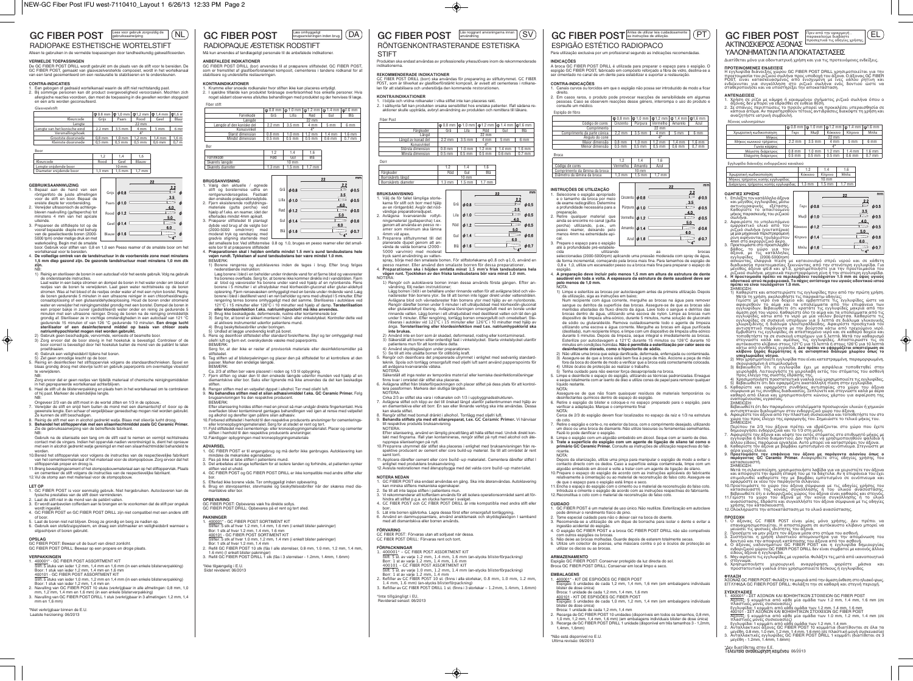# GC FIBER POST

Lees voor gebruik zorgvuldig de gebruiksaanwijzing (NL)

## RADIOPAKE ESTHETISCHE WORTELSTIFT

Alleen te gebruiken in de vermelde toepassingen door tandheelkundig gekwalificeerden.

### VERMELDE TOEPASSINGEN

De GC FIBER POST DRILL wordt gebruikt om de plaats van de stift voor te bereiden. De GC FIBER POST, gemaakt van glasvezelversterkte composiet, wordt in het wortelkanaal van een tand gecementeerd om een restauratie te stabiliseren en te ondersteunen.

### CONTRA-INDICATIES

1. Een gebogen of gedraaid wortelkanaal waarin de stift niet rechtstandig past.
2. Bij sommige personen kan dit product overgevoeligheid veroorzaken. Mochten zich allergische reacties voordoen, dan moet de toepassing in die gevallen worden stopgezet en een arts worden geraadpleegd.

Glasvezelstift

| | φ 0.8 mm | φ 1.0 mm | φ 1.2 mm | φ 1.4 mm | φ 1.6 mm |
|---|---|---|---|---|---|
| Kleurcode | Grijs | Paars | Rood | Geel | Blauw |
| Lengte | 22 mm | | | | |
| Lengte van het konische eind | 2.2 mm | 3.5 mm | 4 mm | 5 mm | 6 mm |
| Versmallingshoek | 4° | | | | |
| Grootste doorsnede | 0.8 mm | 1.0 mm | 1.2 mm | 1.4 mm | 1.6 mm |
| Kleinste doorsnede | 0.5 mm | 0.5 mm | 0.5 mm | 0.6 mm | 0.7 mm |

Boor

| | 1,2 | 1,4 | 1,6 |
|---|---|---|---|
| Kleurcode | Rood | Geel | Blauw |
| Lengte snijdende boor | 10 mm | | |
| Diameter snijdende boor | 1,3 mm | 1,5 mm | 1,7 mm |

22
mm
Grijs φ0.8
Paars φ1.0
Rood φ1.2
Geel φ1.4
Blauw φ1.6
2.2 φ0.5
3.5 φ0.5
4.0 φ0.5
5.0 φ0.6
6.0 φ0.7
4°

### GEBRUIKSAANWIJZING

1. Bepaal aan de hand van een röntgenfoto de juiste afmetingen voor de stift en boor. Bepaal de vereiste diepte ter voorbereiding.
2. Verwijder ultrasonisch de achtergebleven naalvulling (guttapercha) tot minstens 4 mm van het apicale uiteinde.
3. Prepareer de stiftdepte tot op de vooraf bepaalde diepte met behulp van de geselecteerde boren (2000-5000 tpm) onder matige druk en met waterkoeling. Begin met de φ0.8 boor. Gebruik voor stiften van 0,8 en 1,0 een Peeso reamer of de smalste boor om het wortelkanaal voor te bereiden.
4. **De volledige omtrek van de tandstructuur in de voorbereide zone moet minstens 1,5 mm diep gezond zijn. De gezonde tandstructuur moet minstens 1,0 mm dik zijn.**

NB:
1) Reinig en steriliseer de boren in een autoclaaf vóór het eerste gebruik. Volg na gebruik de onderstaande instructies.
Laat water in een bakje stromen en dompel de boren in het water onder om bloed of restjes van de boren te verwijderen. Laat geen water rechtstreeks op de boren stromen. Was al het bloed of de restjes onder water af met een nylon borstel. Reinig de boren gedurende 5 minuten in een ultrasone reiniger en een chloorhexidinegluconaatoplossing of een glutaaraldehydeoplossing. Houd de boren onder stromend water en verwijder het reinigingsmiddel grondig met een borstel. Dompel de boren in een proper bakje in zuiver (gedistilleerd) water onder en reinig ze gedurende 5 minuten met een ultrasone reiniger. Droog de boren na de reiniging onmiddellijk grondig af. Steriliseer ze in verzegelde omstandigheden in een autoclaaf van 121 °C gedurende 15 minuten of van 126 °C gedurende 10 minuten. **Een droge hitte sterilisator of een desinfecterend middel op basis van chloor zoals natriumhypochloriet mogen niet worden gebruikt.**
2) Gebruik geen beschadigde, vervormde, verroeste of besmette boor.
3) Zorg ervoor dat de boor stevig in het hoekstuk is bevestigd. Controleer of de boor correct is bevestigd door het hoekstuk buiten de mond van de patiënt te laten proefdraaien.
4) Gebruik een veiligheidsbril tijdens het boren.
5) Zet geen onnodige kracht op de boor.

5. Reinig en desinfecteer het stiftpreparaat volgens de standaardtechnieken. Spoel en blaas grondig droog met olievrije lucht en gebruik paperpoints om overmatige vloeistof te verwijderen.
NB:
Zorg ervoor dat er geen restjes van tijdelijk materiaal of chemische reinigingsmiddelen in het geprepareerde wortelkanaal achterblijven.
6. Haal de stift uit de blisterverpakking en plaats hem in het wortelkanaal om te controleren of hij past. Markeer de uiteindelijke lengte.
NB:
Ongeveer 2/3 van de stift moet in de wortel zitten en 1/3 in de opbouw.
7. Verwijder de stift en snijd hem buiten de mond met een diamantschijf of -boor op de gewenste lengte. Een schaar of vergelijkbaar gereedschap mogen niet worden gebruikt. Zij kunnen de stift beschadigen.
8. Reinig de stift met een in alcohol gedrenkt wattje. Blaas met olievrije lucht droog.
9. **Behandel het stiftoppervlak met een silaanhechtmiddel zoals GC Ceramic Primer.** Zie de gebruiksaanwijzing van de betreffende fabrikant.
NB:
Gebruik na de silanisatie een tang om de stift vast te nemen en vermijd rechtstreeks contact met de vingers. Indien het oppervlak besmet werd, dient het oppervlak met een in alcohol gedrenkt watje gereinigd en met een silaanhechtmiddel behandeld te worden.
10. Bereid het stiftoppervlak voor volgens de instructies van de respectievelijke fabrikant van het cementeermateriaal of het materiaal voor de stompopbouw. Zorg ervoor dat het stiftoppervlak proper en droog is.
11. Breng bevestigingscement of het stompopbouwmateriaal aan op het stiftoppervlak. Plaats en cementeer de stift volgens de instructies van de respectievelijke fabrikant.
12. Vul de stomp aan met materiaal voor de stompopbouw.

### LET OP

1. GC FIBER POST is voor eenmalig gebruik. Niet hergebruiken. Autoclaveren kan de fysische prestaties van de stift doen verminderen.
2. Laat de stift niet in de mond van de patiënt vallen.
3. Er wordt aanbevolen cofferdam aan te brengen en te voorkomen dat de stift per ongeluk wordt ingeslikt.
4. GC FIBER POST en GC FIBER POST DRILL zijn niet compatibel met een andere stift of boor.
5. Laat de boren niet nat blijven. Droog ze grondig en berg ze nadien op.
6. Gebruik een stofafzuigsysteem, en draag een stofmasker en veiligheidsbril wanneer u slijpschijven of boren gebruikt.

### OPSLAG

GC FIBER POST: Bewaar uit de buurt van direct zonlicht.
GC FIBER POST DRILL: Bewaar op een propere en droge plaats.

### VERPAKKINGEN

1. 400001* - GC FIBER POST ASSORTMENT KIT
Stift: 5 stuks van ieder 1,2 mm, 1,4 mm en 1,6 mm (in een enkele blisterverpakking)
Boor: 1 stuk van ieder 1,2 mm, 1,4 mm en 1,6 mm
400101 - GC FIBER POST ASSORTMENT KIT
Stift: 5 stuks van ieder 1,0 mm, 1,2 mm en 1,4 mm (in een enkele blisterverpakking)
Boor: 1 stuk van ieder 1,2 mm, 1,4 mm
2. Navulling van GC FIBER POST 10 stuks (verkrijgbaar in alle afmetingen: 0,8 mm, 1,0 mm, 1,2 mm, 1,4 mm en 1,6 mm) (in een enkele blisterverpakking)
3. Navulling van GC FIBER POST DRILL 1 stuk (verkrijgbaar in 3 afmetingen: 1,2 mm, 1,4 mm en 1,6 mm)

*Niet verkrijgbaar binnen de E.U.
Laatste herziening: 06/2013

# GC FIBER POST

Læs omhyggeligt brugsanvisningen inden brug. (DA)

## RADIOPAKE ÆSTETISK RODSTIFT

Må kun anvendes af tandlægeligt personale til de anbefalede indikationer.

### ANBEFALEDE INDIKATIONER

GC FIBER POST DRILL (bor) anvendes til at præparere stiftstedet. GC FIBER POST, som er fremstillet af glasfiberforstærket komposit, cementeres i tandens rodkanal for at stabilisere og understøtte restaureringen.

### KONTRAINDIKATIONER

1. Krumme eller snoede rodkanaler hvor stiften ikke kan placeres entydigt.
2. I sjældne tilfælde kan produktet forårsage overfølsomhed hos enkelte personer. Hvis noget sådant observeres afsluttes behandlingen med produktet og der henvises til læge.

Fiber stift

| | φ 0.8 mm | φ 1.0 mm | φ 1.2 mm | φ 1.4 mm | φ 1.6 mm |
|---|---|---|---|---|---|
| Farvekode | Grå | Lilla | Rød | Gul | Blå |
| Længde | 22 mm | | | | |
| Længde af den koniske del | 2.2 mm | 3.5 mm | 4 mm | 5 mm | 6 mm |
| Konusvinkel | 4° | | | | |
| Størst dimension | 0.8 mm | 1.0 mm | 1.2 mm | 1.4 mm | 1.6 mm |
| Mindst dimension | 0.5 mm | 0.5 mm | 0.5 mm | 0.6 mm | 0.7 mm |

Bor

| | 1.2 | 1.4 | 1.6 |
|---|---|---|---|
| Farvekode | Rød | Gul | Blå |
| Skærets længde | 10 mm | | |
| Skærets diameter | 1.3 mm | 1.5 mm | 1.7 mm |

22
mm
Grå φ0.8
Lilla φ1.0
Rød φ1.2
Gul φ1.4
Blå φ1.6
2.2 φ0.5
3.5 φ0.5
4.0 φ0.5
5.0 φ0.6
6.0 φ0.7
4°

### BRUGSANVISNING

1. Vælg den aktuelle / egnede stift og borstørrelse udfra en røntgenundersøgelse. Fastsæt den ønskede præparationsdybde.
2. Fjern eksisterende rodfyldningsmateriale (gutta percha) ved hjælp af f.eks. en reamer, idet der efterlades mindst 4mm apikalt.
3. Præparér stiftstedet til planlagt dybde ved brug af de valgte bor (2000 - 5000 omdr/min) med moderat tryk og vandspray, med gradvis stigning startende med det smalleste bor. Ved stiftstørrelse 0.8 og 1.0, bruges en peeso reamer eller det smalleste bor til at præparere stiftstedet.
4. **Præparationen skal i højden omfatte mindst 1.5 mm's sund tandsubstans hele vejen rundt. Tykkelsen af sund tandsubstans bør være mindst 1.0 mm.**

BEMÆRK:
1) Borene rengøres og autoklaveres inden de tages i brug. Efter brug følges nedenstående instruktion:
Læg borene i blød i en beholder under rindende vand for at fjerne blod og væv/smuds fra borenes overflade. Sørg for, at borene ikke kommer direkte ind i vandstrålen. Fjern al blod og vævsrester fra borene under vand ved hjælp af en nylonbørste. Rens borene i 5 minutter i et ultralydsbad med klorhexidin-glukonat eller glutar-aldehyd opløsning. Fjern rensevæsken omhyggeligt med en børste under rindende vand. Læg borene i destilleret vand i en beholder og rens med ultralyd 15 minutter. Efter rengøring tørres borene omhyggeligt med det samme. Steriliseres i autoklave ved 121°C i 15 minutter eller 126°C i 10 minutter, med lukket pakning. **Tørsterilisation eller klordesinfektion f.eks. natriumhypochlorit må ikke anvendes.**
2) Brug ikke beskadigede, deformerede, rustne eller kontaminerede bor.
3) Sørg for, at boret er sikkert monteret i hånd- eller vinkelstykket. Kontroller dette ved at aktivere instrumentet udenfor patientens mund.
4) Brug beskyttelsesbriller under boringen.
5) Undlad at lægge unødvendig kraft på boret.

5. Rens og desinficer stiftstedet efter standard forskrifterne. Skyl og tør omhyggeligt med oliefri luft og fjern evt. overskydende væske med paperpoints.
BEMÆRK:
Sørg for, at der ikke er rester af provisorisk materiale eller desinfektionsmidler på stiftstedet.
6. Tag stiften ud af blisterpakningen og placer den på stiftstedet for at kontrollere at den passer. Markér den endelige længde.
BEMÆRK:
Ca. 2/3 af stiften bør være placeret i roden og 1/3 til opbygning.
7. Fjern stiften og skær den til den ønskede længde udenfor munden ved hjælp af en diamantskive eller bor. Saks eller lignende må ikke anvendes da det kan beskadige stiften.
8. Rengør stiften med en vatpellet dyppet i alkohol. Tør med oliefri luft.
9. **Nu behandles stiften med et silan adhæsivmiddel f.eks. GC Ceramic Primer.** Følg brugsanvisningen fra den respektive producent.
BEMÆRK:
Efter silanisering holdes stiften med en pincet så man undgår direkte fingerkontakt. Hvis overfladen bliver kontamineret gentages behandlingen ved igen at rense med vatpellet og alkohol og derefter igen påføre silan adhæsiv.
10. Forbered stiftfladen i henhold til den respektive producents anvisninger for cementerings- eller kroneopbygningsmateriale. Sørg for at stedet er rent og tørt.
11. Fyld stiftstedet med cementerings- eller kroneopbygningsmateriale. Placer og cementer stiften i henhold til den respektive producents anvisninger.
12. Færdiggør opbygningen med kroneopbygningsmateriale

### ADVARSEL

1. GC FIBER POST er til engangsbrug og må derfor ikke genbruges. Autoklavering kan mindske de mekaniske egenskaber.
2. Pas på ikke at tabe stiften i patientens mund.
3. Det anbefales at bruge kofferdam for at isolere tanden og forhindre, at patienten synker stiften ved et uheld.
4. GC FIBER POST og GC FIBER POST DRILL er ikke kompatible med andre stifter eller bor.
5. Efterlad ikke borene våde. Tør omhyggeligt inden opbevaring.
6. Brug en støvopsamler, støvmaske og beskyttelsesbriller når der skæres med diamantskive eller bor.

### OPBEVARING

GC FIBER POST: Opbevares væk fra direkte sollys.
GC FIBER POST DRILL: Opbevares på et rent og tørt sted.

### PAKNINGER

1. 400001* - GC FIBER POST SORTIMENT KIT
Stifter: 5 stk af hver 1.2 mm, 1.4 mm, 1.6 mm (i enkelt blister pakninger)
Bor: 1 stk af hver 1.2 mm, 1.4 mm, 1.6 mm
400101 - GC FIBER POST SORTIMENT KIT
Stifter: 5 stk af hver 1.0 mm, 1.2 mm, 1.4 mm (i enkelt blister pakninger)
Bor: 1 stk af hver 1.2 mm, 1.4 mm
2. Refill GC FIBER POST 10 stk (fås i alle størrelser, 0.8 mm, 1.0 mm, 1.2 mm, 1.4 mm, 1.6 mm) (i enkelt blister pakninger)
3. Refill GC FIBER POST DRILL 1 stk (fås i 3 størrelser - 1.2mm, 1.4mm, 1.6mm)

*Ikke tilgængelig i E.U.
Sidst revideret: 06/2013

# GC FIBER POST

Läs noggrant anvisningarna innan användning (SV)

## RÖNTGENKONTRASTERANDE ESTETISKA STIFT

Produkten ska endast användas av professionella yrkesutövare inom de rekommenderade indikationerna.

### REKOMMENDERADE INDIKATIONER

GC FIBER POST DRILL (borr) ska användas för preparering av stiftutrymmet. GC FIBER POST, som är tillverkat av glasfiberförstärkt komposit, är avsett att cementeras i rotkanalen för att stabilisera och understödja den kommande restaurationen.

### KONTRAINDIKATIONER

1. I böjda och vridna rotkanaler i vilka stiftet inte kan placeras rakt.
2. I sällsynta fall kan produkten orsaka sensibilitet hos enstaka patienter. Om sådana reaktioner skulle uppträda, avbryt användning av produkten och remittera till läkare.

Fiber Post

| | φ 0.8 mm | φ 1.0 mm | φ 1.2 mm | φ 1.4 mm | φ 1.6 mm |
|---|---|---|---|---|---|
| Färgkoder | Grå | Lila | Röd | Gul | Blå |
| Längd | 22 mm | | | | |
| Längd av konad del | 2.2 mm | 3.5 mm | 4 mm | 5 mm | 6 mm |
| Konusvinkel | 4° | | | | |
| Största dimension | 0.8 mm | 1.0 mm | 1.2 mm | 1.4 mm | 1.6 mm |
| Minsta dimension | 0.5 mm | 0.5 mm | 0.5 mm | 0.6 mm | 0.7 mm |

Borr

| | 1.2 | 1.4 | 1.6 |
|---|---|---|---|
| Färgkoder | Röd | Gul | Blå |
| Borrskärets längd | 10 mm | | |
| Borrskärets diameter | 1.3 mm | 1.5 mm | 1.7 mm |

22
mm
Grå φ0.8
Lila φ1.0
Röd φ1.2
Gul φ1.4
Blå φ1.6
2.2 φ0.5
3.5 φ0.5
4.0 φ0.5
5.0 φ0.6
6.0 φ0.7
4°

### BRUKSANVISNING

1. Välj de för fallet lämpliga storlekarna för stift och borr med hjälp av en röntgenbild. Avgör det nödvändiga preparationsdjupet.
2. Avlägsna kvarvarande rotfyllningsmaterial (guttaperka) t.ex. genom att använda en peeso reamer som minimum lämna 4mm vid apex.
3. Preparera stiftutrymmet till det planerade djupet genom att använda de valda borrarna (2000-5000 varv/min) med moderat tryck samt användning av vattenspray, börja med den smalaste borren. För stiftstorlekarna φ0.8 och φ1.0, använd en peeso reamer eller använd den smalaste borren för dessa preparationer.
4. **Preparationen ska i höjden omfatta minst 1.5 mm's frisk tandsubstans hela vägen runt. Tjockleken av den friska tandsubstans bör vara minst 1.0 mm.**

NOTERA:
1) Rengör och autoklavera borren innan dessa används första gången. Efter användning, följ nedan instruktioner;
Lägg borren i blöt i en behållare under rinnande vatten för att avlägsna blod och vävnadsrester från borrens yta. Se till att borren inte ligger direkt under vattenstrålen. Avlägsna blod och vävnadsrester från borrens yta med hjälp av en nylonborste. Rengör därefter borren under 5 minuter i ett ultraljudsbad med klorhexidin-glukonat eller glutaraldehyd lösning. Avlägsna lösningen omsorgsfullt med en borste under rinnande vatten. Lägg borren i ett ultraljudsbad med destillerat vatten och låt den gå under 5 minuter. Efter rengöring, torka borren omsorgsfullt och omedelbart. Steriliseras i autoklav vid 121°C i 15 minuter eller 126°C i 10 minuter, i en försluten förpackning. **Torrsterilisering eller klorinbaserad desinfektion som natriumhypoklorit ska inte brukas.**
2) Använd inte en borr som är skadad, deformerad, rostig eller kontaminerad.
3) Säkerställ att borren sitter ordentligt fast i vinkelstycket. Starta vinkelstycket utanför patientens mun för att kontrollera detta.
4) Använd skyddsglasögon under preparationen.
5) Se till att inte utsätta borren för otillbörlig kraft.

5. Rengör och desinficera det preparerade utrymmet i enlighet med sedvanlig standardteknik. Spola och torka omsorgsfullt med oljefri luft samt använd pappersspoints för att avlägsna kvarvarande vätska.
NOTERA:
Säkerställ att inga rester av temporära material eller kemiska desinfektionslösningar finns kvar i området där stiftet ska placeras.
6. Avlägsna stiftet från blisterförpackningen och placera stiftet på dess plats för att kontrollera passformen. Markera den slutliga längden.
NOTERA:
Cirka 2/3 av stiftet ska vara i rotkanalen och 1/3 i uppbyggnadsstrukturen.
7. Avlägsna stiftet och klipp av det till önskad längd utanför patientmunnen med hjälp av en diamantskiva eller ett borr. En sax eller liknande verktyg ska inte användas. Dessa kan skada stiftet.
8. Rengör stiftet med bomull dränkt i alkohol. Torrlägg med oljefri luft.
9. **Behandla stiftets yta med ett silanpreparat, t.ex. GC Ceramic Primer.** Vi hänvisar till respektive produkts bruksanvisning.
NOTERA:
Efter silanisering, använd en lämplig pincettång att hålla stiftet med. Undvik direkt kontakt med fingrarna. Ifall ytan kontamineras, rengör stiftet på nytt med alkohol och upprepa silaniseringen på nytt.
10. Preparera utrymmet där stiftet ska placeras i enlighet med bruksanvisningen från respektive producent av cement eller core build-up material. Se till att området är rent samt torrt.
11. Applicera därefter cement eller core build-up materialet. Cementera därefter stiftet i enlighet med produktens bruksanvisning.
12. Avsluta restaurationen med återuppbyggnad med det valda core build-up materialet.

### NOTERA NEDAN

1. GC FIBER POST ska endast användas en gång. Ska inte återanvändas. Autoklavering kan minska stiftens mekaniska egenskaper.
2. Se till att inte tappa stiften i patientens mun.
3. Vi rekommenderar att kofferdam används för att isolera operationsområdet samt att förhindra att stiftet p.g.a. en olycka hamnar i svalget.
4. GC FIBER POST och GC FIBER POST DRILL är inte kompatibla med andra stift eller borr.
5. Låt inte borren självtorka. Lagra dessa först efter omsorgsfull torrläggning.
6. Använd en dammuppsamlare, använd ansiktsmask och skyddsglasögon i samband med att diamantskiva eller borren används.

### FÖRVARING

GC FIBER POST: Förvaras utan att solljuset når dessa.
GC FIBER POST DRILL: Förvaras rent och torrt.

### FÖRPACKNINGAR

1. 400001* - GC FIBER POST ASSORTMENT KIT
Stift: 5 st. av varje 1.2 mm, 1.4 mm, 1.6 mm (en-stycks blisterförpackning)
Borr: 1 st av varje 1.2 mm, 1.4 mm, 1.6 mm
400101 - GC FIBER POST ASSORTMENT KIT
Stift: 5 st. av varje 1.0 mm, 1.2 mm, 1.4 mm (en-stycks blisterförpackning)
Borr: 1 st av varje 1.2 mm, 1.4 mm
2. Refiller av GC FIBER POST 10 st. (finns i alla storlekar, 0.8 mm, 1.0 mm, 1.2 mm, 1.4 mm, 1.6 mm) (en-stycks blisterförpackning)
3. Refiller av GC FIBER POST DRILL 1 st. (finns i 3 storlekar - 1.2mm, 1.4mm, 1.6mm)

*Inte tillgängligt i EU.
Reviderad senast: 06/2013

# GC FIBER POST

Antes de utilizar leia cuidadosamente as instruções de utilização. (PT)

## ESPIGÃO ESTÉTICO RADIOPACO

Para utilização exclusiva por um profissional segundo as indicações recomendadas.

### INDICAÇÕES

A broca GC FIBER POST DRILL é utilizada para preparar o espaço para o espigão. O espigão GC FIBER POST, fabricado em compósito reforçado a fibra de vidro, destina-se a ser cimentado no canal de um dente para estabilizar e suportar a restauração.

### CONTRA-INDICAÇÕES

1. Canais curvos ou torcidos em que o espigão não possa ser introduzido de modo a ficar direito.
2. Em casos raros, o produto pode provocar reacções de sensibilidade em algumas pessoas. Caso se observem reacções desse género, interrompa o uso do produto e consulte um médico.

Espigão de fibra

| | φ 0.8 mm | φ 1.0 mm | φ 1.2 mm | φ 1.4 mm | φ 1.6 mm |
|---|---|---|---|---|---|
| Código de cores | Cinzento | Púrpura | Vermelho | Amarelo | Azul |
| Comprimento | 22 mm | | | | |
| Comprimento da parte cónica | 2.2 mm | 3.5 mm | 4 mm | 5 mm | 6 mm |
| Ângulo do cone | 4° | | | | |
| Maior dimensão | 0.8 mm | 1.0 mm | 1.2 mm | 1.4 mm | 1.6 mm |
| Menor dimensão | 0.5 mm | 0.5 mm | 0.5 mm | 0.6 mm | 0.7 mm |

Broca

| | 1,2 | 1,4 | 1,6 |
|---|---|---|---|
| Código de cores | Vermelho | Amarelo | Azul |
| Comprimento da lâmina da broca | 10 mm | | |
| Diâmetro da lâmina da broca | 1,3 mm | 1,5 mm | 1,7 mm |

22
mm
Cinzento φ0.8
Púrpura φ1.0
Vermelho φ1.2
Amarelo φ1.4
Azul φ1.6
2.2 φ0.5
3.5 φ0.5
4.0 φ0.5
5.0 φ0.6
6.0 φ0.7
4°

### INSTRUÇÕES DE UTILIZAÇÃO

1. Seleccione o espigão apropriado e o tamanho da broca por meio de exame radiográfico. Determine a profundidade necessária para a preparação.
2. Retire qualquer material que ainda se encontre no canal (gutta percha) utilizando, p.ex., um peeso reamer, deixando pelo menos 4 mm na extremidade apical.
3. Prepare o espaço para o espigão até à profundidade pré-estabelecida com as brocas seleccionadas (2000-5000rpm) aplicando uma pressão moderada com spray de água, de forma incremental, começando pela broca mais fina. Para tamanhos de espigão de 0,8 e 1,0, utilize um escareador peeso ou a broca mais fina para preparar o espaço do espigão.
4. **A preparação deve incluir pelo menos 1,5 mm em altura de estrutura de dente saudável em toda a volta. A espessura da estrutura de dente saudável deve ser pelo menos de 1,0 mm.**

NOTA:
1) Limpe e esterilize as brocas por autoclavagem antes da primeira utilização. Depois da utilização, siga as instruções em baixo;
Num recipiente com água corrente, mergulhe as brocas na água para remover sangue ou detritos da superfície das brocas. Assegure-se de que as brocas não fiquem directamente expostas ao fluxo directo da água. Lave todo o sangue e detritos das brocas debaixo de água, utilizando uma escova de nylon. Limpe as brocas num dispositivo de limpeza ultra-sónico, durante 5 minutos, numa solução de gluconato de clorohexidina ou de glutaraldeído. Remova cuidadosamente todo o agente de limpeza utilizando uma escova e água corrente. Mergulhe as brocas em água purificada (destilada), num recipiente limpo, e limpe com um dispositivo de limpeza ultra-sónico durante 5 minutos. Depois da limpeza, seque integral e imediatamente as brocas. Esterilize por autoclavagem a 121°C durante 15 minutos ou 126°C durante 10 minutos em condições húmidas. **Não é permitida a esterilização por calor seco ou desinfectante clorado, como o hipoclorito de sódio.**
2) Não utilize uma broca que esteja danificada, deformada, enferrujada ou contaminada.
3) Assegure-se de que a broca está bem fixa à peça de mão. Accione a peça de mão fora da boca do doente de modo a verificar que a broca está correctamente colocada.
4) Utilize óculos de protecção ao realizar o trabalho.
5) Tenha cuidado para não exercer força desapropriada na broca.

5. Limpe e desinfecte o espaço do espigão, utilizando as técnicas padronizadas. Enxague e seque totalmente com ar isento de óleo e utilize cones de papel para remover qualquer líquido restante.
NOTA:
Assegure-se de que não ficam quaisquer resíduos de materiais temporários ou desinfectantes químicos dentro do espaço do espigão.
6. Retire o espigão do blister e coloque-o no espaço preparado para o espigão, para verificar a adaptação. Marque o comprimento final.
NOTA:
Cerca de 2/3 do espigão devem ficar localizados no espaço da raiz e 1/3 na estrutura do coto.
7. Retire o espigão e corte-o, no exterior da boca, com o comprimento desejado, utilizando um disco ou uma broca de diamante. Não utilize tesouras ou ferramentas semelhantes. Pode danificar o espigão.
8. Limpe o espigão com um algodão embebido em álcool. Seque com ar isento de óleo.
9. **Trate a superfície do espigão com um agente de ligação de silano tal como o primário GC Ceramic Primer.** Consulte as instruções de utilização respectivas do fabricante.
NOTA:
Depois da silanização, utilize uma pinça para manipular o espigão de modo a evitar o contacto directo com os dedos. Caso a superfície esteja contaminada, limpe com um algodão embebido em álcool e volte a tratar com um agente de ligação de silano.
10. Prepare o espaço do espigão de acordo com as instruções aplicáveis do fabricante relativamente à cimentação ou ao material de reconstrução do falso coto. Assegure-se de que o espaço para o espigão está limpo e seco.
11. Encha o espaço do espigão com o cimento ou o material de reconstrução de falso coto. Introduza e cimente o espigão de acordo com as instruções respectivas do fabricante.
12. Reconstitua o coto com o material de reconstrução do falso coto.

### CUIDADO

1. GC FIBER POST é um material de uso único. Não reutilize. Esterilização em autoclave pode diminuir o rendimento físico do pino.
2. Tome especial cuidado para não o deixar cair na boca do doente.
3. Recomenda-se a utilização de um dique de borracha para isolar o dente e evitar a ingestão acidental do espigão.
4. O espigão GC FIBER POST e a broca GC FIBER POST DRILL não são compatíveis com outros espigões ou brocas.
5. Não deixe as brocas molhadas. Guarde depois de estarem totalmente secas.
6. Utilize um colector de poeiras, uma máscara contra o pó e óculos de protecção ao utilizar os discos ou as brocas.

### ARMAZENAMENTO

Espigão GC FIBER POST: Conservar protegido da luz directa do sol.
Broca GC FIBER POST DRILL: Conservar em local limpo e seco.

### EMBALAGENS

1. 400001* - KIT DE ESPIGÕES GC FIBER POST
Espigão: 5 unidades de cada 1,2 mm, 1,4 mm, 1,6 mm (em embalagens individuais blister de dose única)
Broca: 1 unidade de cada 1,2 mm, 1,4 mm, 1,6 mm
400101 - KIT DE ESPIGÕES GC FIBER POST
Espigão: 5 unidades de cada 1,0 mm, 1,2 mm, 1,4 mm (em embalagens individuais blister de dose única)
Broca: 1 unidade de cada 1,2 mm, 1,4 mm
2. Recarga de GC FIBER POST 10 unidades (disponível em todos os tamanhos, 0,8 mm, 1,0 mm, 1,2 mm, 1,4 mm, 1,6 mm) (em embalagens individuais blister de dose única)
3. Recarga de GC FIBER POST DRILL 1 unidade (disponível em três tamanhos 3 - 1,2mm, 1,4mm, 1,6mm)

*Não está disponível no E.U.
Última revisão: 06/2013

# GC FIBER POST

Πριν από την εφαρμογή παρακαλούμε διαβάστε προσεκτικά τις οδηγίες χρήσης. (EL)

## ΑΚΤΙΝΟΣΚΙΕΡΟΣ ΑΞΟΝΑΣ ΥΑΛΟΝΗΜΑΤΩΝ ΓΙΑ ΑΠΟΚΑΤΑΣΤΑΣΕΙΣ

Διατίθεται μόνο για οδοντιατρική χρήση και για τις προτεινόμενες ενδείξεις.

### ΠΡΟΤΕΙΝΟΜΕΝΕΣ ΕΝΔΕΙΞΕΙΣ

Η εγγλυφίδα διάνοιξης χώρου GC FIBER POST DRILL χρησιμοποιείται για την προετοιμασία του ριζικού σωλήνα προς υποδοχή του άξονα. Ο άξονας GC FIBER POST, είναι κατασκευασμένος από ενισχυμένη με ίνες υάλου ρητίνη και ενδείκνυται για συγκόλληση στο ριζικό σωλήνα του δοντιού ώστε να σταθεροποιήσει και να υποστηρίξει την αποκατάσταση.

### ΑΝΤΕΝΔΕΙΞΕΙΣ

1. Χρήση σε ρίζα με κάμψη ή κεκαμμένου σχήματος ριζικό σωλήνα όπου ο άξονας δεν μπορεί να εδραστεί σε ευθεία θέση.
2. Σε σπάνιες περιπτώσεις, το προϊόν μπορεί να προκαλέσει υπερευαισθησία σε κάποια άτομα. Αν παρατηρηθούν τέτοιες αντιδράσεις, διακόψτε τη χρήση και αναζητήστε ιατρική συμβουλή.

Άξονας υαλονημάτων

| | φ 0.8 mm | φ 1.0 mm | φ 1.2 mm | φ 1.4 mm | φ 1.6 mm |
|---|---|---|---|---|---|
| Χρωματική κωδικοποίηση | Γκρι | Μωβ | Κόκκινο | Κίτρινο | Μπλε |
| Μήκος | 22 mm | | | | |
| Μήκος κωνικού τμήματος | 2.2 mm | 3.5 mm | 4 mm | 5 mm | 6 mm |
| Γωνία κώνου | 4° | | | | |
| Μέγιστη διάμετρος | 0.8 mm | 1.0 mm | 1.2 mm | 1.4 mm | 1.6 mm |
| Ελάχιστη διάμετρος | 0.5 mm | 0.5 mm | 0.5 mm | 0.6 mm | 0.7 mm |

Εγγλυφίδα διάνοιξης ενδορριζικού καναλιού

| | 1.2 | 1.4 | 1.6 |
|---|---|---|---|
| Χρωματικός κωδικός | Κόκκινο | Κίτρινο | Μπλε |
| Μήκος τμήματος κοπής εγγλυφίδας | 10 mm | | |
| Διάμετρος τμήματος κοπής εγγλυφίδας | 1.3 mm | 1.5 mm | 1.7 mm |

22
mm
Γκρι φ0.8
Μωβ φ1.0
Κόκκινο φ1.2
Κίτρινο φ1.4
Μπλε φ1.6
2.2 φ0.5
3.5 φ0.5
4.0 φ0.5
5.0 φ0.6
6.0 φ0.7
4°

### ΟΔΗΓΙΕΣ ΧΡΗΣΗΣ

1. Επιλέξτε τον κατάλληλο άξονα και μέγεθος εγγλυφίδας μέσω ακτινογραφικής εξέτασης. Καθορίστε το απαιτούμενο μήκος παρασκευής του ριζικού σωλήνα.
2. Αφαιρέστε το υπολειπόμενο εμφρακτικό υλικό από τον ριζικό σωλήνα (γουταπέρκα) με μία μηχανική περιστροφική ρίνη αφήνοντας τουλάχιστον 4mm στο ακρορριζικό άκρο.
3. Προετοιμάστε στο προκαθορισμένο βάθος το χώρο για τον άξονα με τις κατάλληλες εγγλυφίδες (2000-5000rpm) ασκώντας ελαφρώς πίεση με κατάιονισμό σπρέι νερού και σε κάθε βήμα διαδικασία προετοιμασίας ξεκινώντας από την στενότερη εγγλυφίδα. Για μέγεθος άξονα φ0.8 και φ1.0, χρησιμοποιήστε για την προετοιμασία του ριζικού σωλήνα, μηχανική περιστροφική ρίνη ή την στενότερη εγγλυφίδα.
4. **Η προετοιμασία πρέπει να περιλαμβάνει τουλάχιστον 1.5 mm σε ύψος υγιούς οδοντικού ιστού περιμετρικά. Το πάχος αντίστοιχα του υγιούς οδοντικού ιστού πρέπει να είναι τουλάχιστον 1.0 mm.**

ΣΗΜΕΙΩΣΗ:
1) Καθαρίστε και αποστειρώστε τις εγγλυφίδες πριν από την πρώτη χρήση. Μετά τη χρήση, ακολουθήστε τις παρακάτω οδηγίες:
Γεμίστε με νερό ένα δοχείο και εμβαπτίστε τις εγγλυφίδες ώστε να αφαιρεθούν το αίμα και τα υπολείμματα από την επιφάνεια των εγγλυφίδων. Βεβαιωθείτε ότι κρατάτε τις εγγλυφίδες μακριά από την άμεση ροή του νερού. Καθαρίστε όλο το αίμα και τα υπολείμματα από τις εγγλυφίδες κάτω από το νερό με μία νάιλον βούρτσα. Καθαρίστε τις εγγλυφίδες σε συσκευή υπερήχων για 5 λεπτά σε διάλυμα γλυκονικής χλωρεξιδίνης ή διάλυμα γλουταραλδεΰδης. Αφαιρέστε προσεκτικά τον αντισηπτικό παράγοντα με την βούρτσα κάτω από τρεχούμενο νερό. Εμβαπτίστε τις εγγλυφίδες σε αποσταγμένο νερό σε καθαρό δοχείο και τοποθετήστε τη σε συσκευή υπερήχων για 5 λεπτά. Μετά τον καθαρισμό στεγνώστε καλά και αμέσως τις εγγλυφίδες. Αποστειρώστε τις σε αυτόκαυστο κλίβανο στους 121°C για 15 λεπτά ή στους 126°C για 10 λεπτά κάτω από σφραγισμένες συνθήκες. **Δεν πρέπει να εφαρμόζεται αποστείρωση σε κλίβανο ξηρής θερμότητας ή σε αντισηπτικό διάλυμα χλωρίου όπως το υποχλωριώδες νάτριο.**
2) Μην χρησιμοποιείτε εγγλυφίδα που είναι κατεστραμμένη, παραμορφωμένη, σκουριασμένη ή επιμολυσμένη.
3) Βεβαιωθείτε ότι η εγγλυφίδα έχει με ασφάλεια τοποθετηθεί στην χειρολαβή. Λειτουργήστε τη χειρολαβή εκτός του στόματος του ασθενή προς έλεγχο της σωστής σύνδεσης.
4) Χρησιμοποιήστε προστατευτικά γυαλιά ενώ χρησιμοποιείτε τις εγγλυφίδες.
5) Βεβαιωθείτε ότι δεν ασκείτε υπερβολική πίεση στην εγγλυφίδα.

5. Καθαρίστε και εφαρμόστε συνθήκες αντισηψίας στο χώρο του άξονα σύμφωνα με τις συνήθεις διαδικασίες. Ξεπλύνετε και στεγνώστε καλά με αέρα καθαρό από έλαια και χρησιμοποιήστε κώνους χάρτου για αφαίρεση της εναπομένουσας υγρασίας.
ΣΗΜΕΙΩΣΗ:
Βεβαιωθείτε ότι δεν παραμένουν υπολείμματα προσωρινών υλικών ή χημικών αντισηπτικών διαλυμάτων στον ενδορριζικό χώρο του άξονα.
6. Αφαιρέστε τον άξονα από την πλαστική συσκευασία και τοποθετήστε τον στο χώρο του προς έλεγχο της εφαρμογής του. Σημειώστε το τελικό μήκος του.
ΣΗΜΕΙΩΣΗ:
Περίπου τα 2/3 του άξονα πρέπει να εφαρμόζονται στο χώρο που έχετε δημιουργήσει ενδορριζικά και το 1/3 στη μύλη.
7. Αφαιρέστε τον άξονα και κόψτε τον εκτός στόματος στο επιθυμητό μήκος με εγγλυφίδα ή δίσκο διαμαντιού. Δεν πρέπει να χρησιμοποιηθούν ψαλίδια ή άλλου είδους παρόμοια εργαλεία. Αυτά μπορεί να καταστρέψουν τον άξονα.
8. Καθαρίστε τον άξονα με βαμβάκι εμποτισμένο σε αλκοόλη. Στεγνώστε με αέρα χωρίς έλαια.
9. **Προετοιμάστε την επιφάνεια του άξονα με παράγοντα σιλανίου όπως ο παράγοντας GC Ceramic Primer.** Αναφερθείτε στις οδηγίες χρήσης του κατασκευαστή.
ΣΗΜΕΙΩΣΗ:
Μετά τη σιλανοποίηση, χρησιμοποιήστε λαβίδα για να χειριστείτε τον άξονα και αποφύγετε την άμεση επαφή του με τα δάχτυλα. Αν η επιφάνεια του έχει επιμολυνθεί καθαρίστε την με βαμβάκι εμποτισμένο σε οινόπνευμα και εφαρμόστε εκ νέου τον παράγοντα σιλανίου.
10. Προετοιμάστε το χώρο του άξονα σύμφωνα με τις οδηγίες χρήσης του κατασκευαστή της κονίας συγκόλλησης ή του υλικού ανασύστασης. Βεβαιωθείτε ότι ο ενδορριζικός χώρος του άξονα είναι καθαρός και στεγνός.
11. Γεμίστε το χώρο του άξονα με την κονία συγκόλλησης ή το υλικό ανασύστασης. Εδράστε και συγκολλήστε τον άξονα σύμφωνα με τις οδηγίες χρήσης του κατασκευαστή.
12. Ολοκληρώστε την αποκατάσταση με το υλικό ανασύστασης.

### ΠΡΟΣΟΧΗ

1. Ο άξονας GC FIBER POST είναι μίας μόνο χρήσης. Δεν πρέπει να επαναχρησιμοποιείται. Η αποστείρωση σε αυτόκαυστο κλίβανο μπορεί να μειώσει τις φυσικές ιδιότητες του άξονα.
2. Προσέχετε να μην ρίξετε τον άξονα μέσα στο στόμα του ασθενή.
3. Συστήνεται η χρήση ελαστικού απομονωτήρα για την απομόνωση του δοντιού και την αποφυγή κατάποσης του άξονα από τον ασθενή.
4. Ο άξονας υαλονημάτων GC FIBER POST και η εγγλυφίδα διάνοιξης ενδορριζικού χώρου GC FIBER POST DRILL δεν είναι συμβατά με άλλου είδους άξονα ή εγγλυφίδα.
5. Μην αφήνετε τις εγγλυφίδες με υγρασία. Φυλάξτε τις αφού είναι ικανοποιητικά στεγνωμένες.
6. Χρησιμοποιήστε χειρουργική αναρρόφηση, φορέστε μάσκα και προστατευτικά γυαλιά όταν χρησιμοποιείτε δίσκους ή εγγλυφίδες.

### ΦΥΛΑΞΗ

ΑΞΟΝΑΣ GC FIBER POST: Φυλάξτε τα μακριά από την άμεση έκθεση στο ηλιακό φως.
ΕΓΓΛΥΦΙΔΑ GC FIBER POST DRILL: Φυλάξτε την σε καθαρό και στεγνό περιβάλλον.

### ΣΥΣΚΕΥΑΣΙΕΣ

1. 400001* - ΣΕΤ ΑΞΟΝΩΝ ΚΑΙ ΒΟΗΘΗΤΙΚΩΝ ΣΤΟΙΧΕΙΩΝ GC FIBER POST
ΑΞΟΝΕΣ: 5 κομμάτια από κάθε μία ομάδα των 1.2 mm, 1.4 mm, 1.6 mm (σε πλαστικές μονές συσκευασίες)
Εγγλυφίδα: 1 κομμάτι από κάθε ομάδα των 1.2 mm, 1.4 mm, 1.6 mm
400101 - ΣΕΤ ΑΞΟΝΩΝ ΚΑΙ ΒΟΗΘΗΤΙΚΩΝ ΣΤΟΙΧΕΙΩΝ GC FIBER POST
ΑΞΟΝΕΣ: 5 κομμάτια από κάθε μία ομάδα των 1.0 mm, 1.2 mm, 1.4 mm (σε πλαστικές μονές συσκευασίες)
Εγγλυφίδα: 1 κομμάτι από κάθε ομάδα των 1.2 mm, 1.4 mm
2. Ανταλλακτικοί άξονες GC FIBER POST 10 κομμάτια (διατίθενται σε όλα τα μεγέθη, 0.8 mm, 1.0 mm, 1.2 mm, 1.4 mm, 1.6 mm) (σε πλαστική μονή συσκευασία)
3. Ανταλλακτικές εγγλυφίδες GC FIBER POST DRILL 1 κομμάτι (διατίθεται σε 3 μεγέθη - 1.2mm, 1.4mm, 1.6mm)

*Δεν διατίθεται στην Ε.Ε.
Τελευταία αναθεώρηση κειμένου: 06/2013